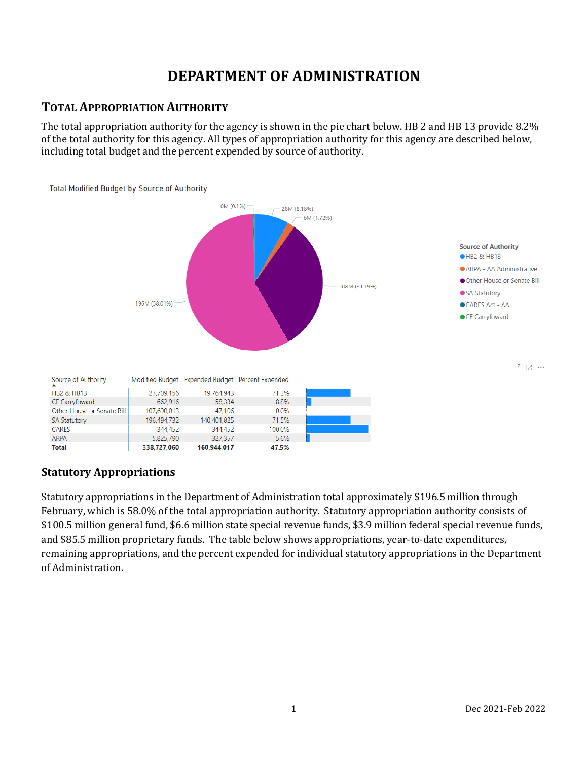# DEPARTMENT OF ADMINISTRATION

## Total Appropriation Authority

The total appropriation authority for the agency is shown in the pie chart below. HB 2 and HB 13 provide 8.2% of the total authority for this agency. All types of appropriation authority for this agency are described below, including total budget and the percent expended by source of authority.

Total Modified Budget by Source of Authority

| Source of Authority | Modified Budget | Expended Budget | Percent Expended |
|---|---|---|---|
| HB2 & HB13 | 27,709,156 | 19,764,943 | 71.3% |
| CF Carryfoward | 662,916 | 58,334 | 8.8% |
| Other House or Senate Bill | 107,690,013 | 47,106 | 0.0% |
| SA Statutory | 196,494,732 | 140,401,825 | 71.5% |
| CARES | 344,452 | 344,452 | 100.0% |
| ARPA | 5,825,790 | 327,357 | 5.6% |
| **Total** | **338,727,060** | **160,944,017** | **47.5%** |

### Statutory Appropriations

Statutory appropriations in the Department of Administration total approximately $196.5 million through February, which is 58.0% of the total appropriation authority. Statutory appropriation authority consists of $100.5 million general fund, $6.6 million state special revenue funds, $3.9 million federal special revenue funds, and $85.5 million proprietary funds. The table below shows appropriations, year-to-date expenditures, remaining appropriations, and the percent expended for individual statutory appropriations in the Department of Administration.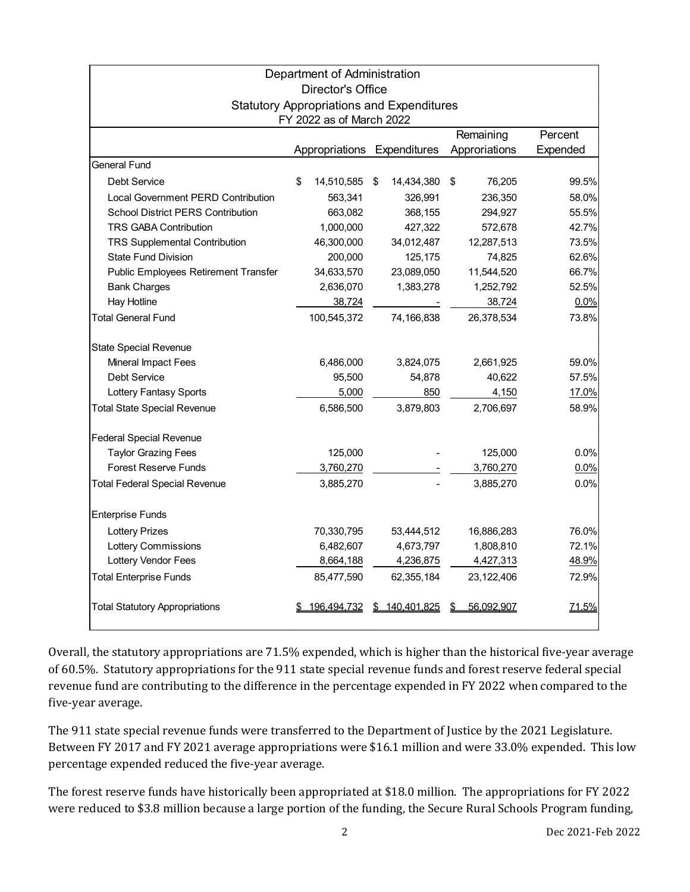| Department of Administration<br>Director's Office<br>Statutory Appropriations and Expenditures<br>FY 2022 as of March 2022 | | | | |
|---|---|---|---|---|
| | Appropriations | Expenditures | Remaining Appropriations | Percent Expended |
| General Fund | | | | |
| Debt Service | $ 14,510,585 | $ 14,434,380 | $ 76,205 | 99.5% |
| Local Government PERD Contribution | 563,341 | 326,991 | 236,350 | 58.0% |
| School District PERS Contribution | 663,082 | 368,155 | 294,927 | 55.5% |
| TRS GABA Contribution | 1,000,000 | 427,322 | 572,678 | 42.7% |
| TRS Supplemental Contribution | 46,300,000 | 34,012,487 | 12,287,513 | 73.5% |
| State Fund Division | 200,000 | 125,175 | 74,825 | 62.6% |
| Public Employees Retirement Transfer | 34,633,570 | 23,089,050 | 11,544,520 | 66.7% |
| Bank Charges | 2,636,070 | 1,383,278 | 1,252,792 | 52.5% |
| Hay Hotline | 38,724 | - | 38,724 | 0.0% |
| Total General Fund | 100,545,372 | 74,166,838 | 26,378,534 | 73.8% |
| State Special Revenue | | | | |
| Mineral Impact Fees | 6,486,000 | 3,824,075 | 2,661,925 | 59.0% |
| Debt Service | 95,500 | 54,878 | 40,622 | 57.5% |
| Lottery Fantasy Sports | 5,000 | 850 | 4,150 | 17.0% |
| Total State Special Revenue | 6,586,500 | 3,879,803 | 2,706,697 | 58.9% |
| Federal Special Revenue | | | | |
| Taylor Grazing Fees | 125,000 | - | 125,000 | 0.0% |
| Forest Reserve Funds | 3,760,270 | - | 3,760,270 | 0.0% |
| Total Federal Special Revenue | 3,885,270 | - | 3,885,270 | 0.0% |
| Enterprise Funds | | | | |
| Lottery Prizes | 70,330,795 | 53,444,512 | 16,886,283 | 76.0% |
| Lottery Commissions | 6,482,607 | 4,673,797 | 1,808,810 | 72.1% |
| Lottery Vendor Fees | 8,664,188 | 4,236,875 | 4,427,313 | 48.9% |
| Total Enterprise Funds | 85,477,590 | 62,355,184 | 23,122,406 | 72.9% |
| Total Statutory Appropriations | $ 196,494,732 | $ 140,401,825 | $ 56,092,907 | 71.5% |

Overall, the statutory appropriations are 71.5% expended, which is higher than the historical five-year average of 60.5%. Statutory appropriations for the 911 state special revenue funds and forest reserve federal special revenue fund are contributing to the difference in the percentage expended in FY 2022 when compared to the five-year average.

The 911 state special revenue funds were transferred to the Department of Justice by the 2021 Legislature. Between FY 2017 and FY 2021 average appropriations were $16.1 million and were 33.0% expended. This low percentage expended reduced the five-year average.

The forest reserve funds have historically been appropriated at $18.0 million. The appropriations for FY 2022 were reduced to $3.8 million because a large portion of the funding, the Secure Rural Schools Program funding,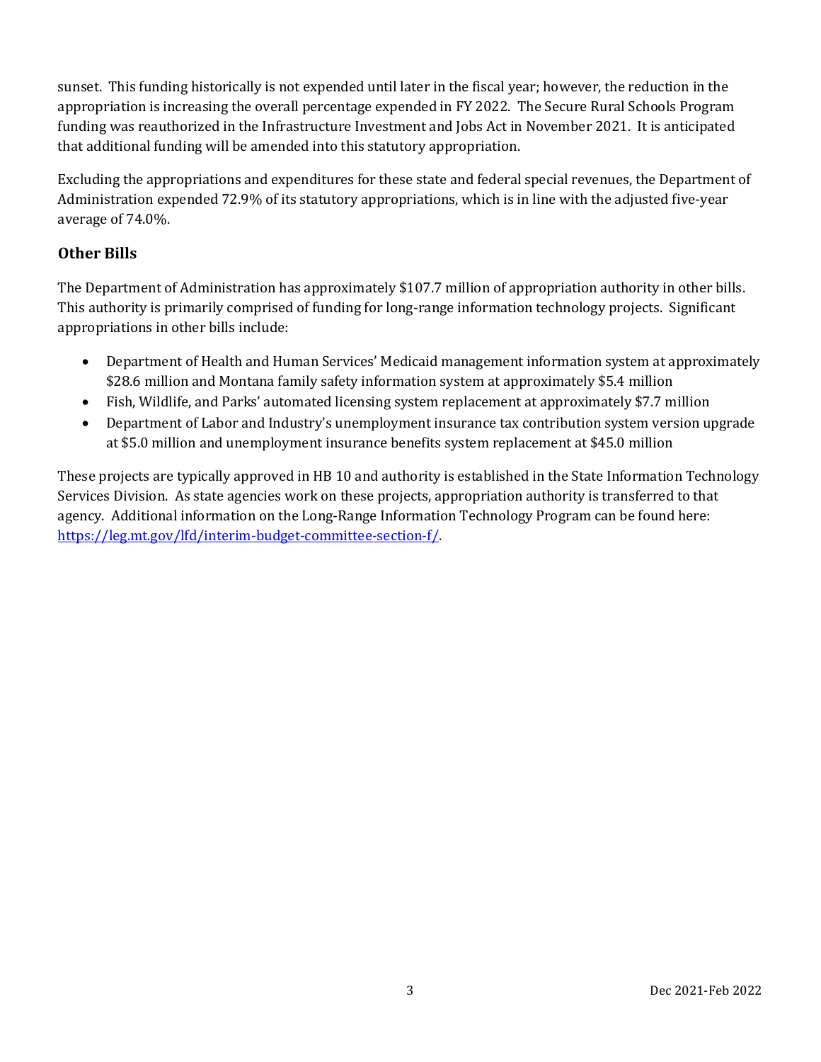sunset. This funding historically is not expended until later in the fiscal year; however, the reduction in the appropriation is increasing the overall percentage expended in FY 2022. The Secure Rural Schools Program funding was reauthorized in the Infrastructure Investment and Jobs Act in November 2021. It is anticipated that additional funding will be amended into this statutory appropriation.

Excluding the appropriations and expenditures for these state and federal special revenues, the Department of Administration expended 72.9% of its statutory appropriations, which is in line with the adjusted five-year average of 74.0%.

### Other Bills

The Department of Administration has approximately $107.7 million of appropriation authority in other bills. This authority is primarily comprised of funding for long-range information technology projects. Significant appropriations in other bills include:

- Department of Health and Human Services' Medicaid management information system at approximately $28.6 million and Montana family safety information system at approximately $5.4 million
- Fish, Wildlife, and Parks' automated licensing system replacement at approximately $7.7 million
- Department of Labor and Industry's unemployment insurance tax contribution system version upgrade at $5.0 million and unemployment insurance benefits system replacement at $45.0 million

These projects are typically approved in HB 10 and authority is established in the State Information Technology Services Division. As state agencies work on these projects, appropriation authority is transferred to that agency. Additional information on the Long-Range Information Technology Program can be found here: [https://leg.mt.gov/lfd/interim-budget-committee-section-f/](https://leg.mt.gov/lfd/interim-budget-committee-section-f/).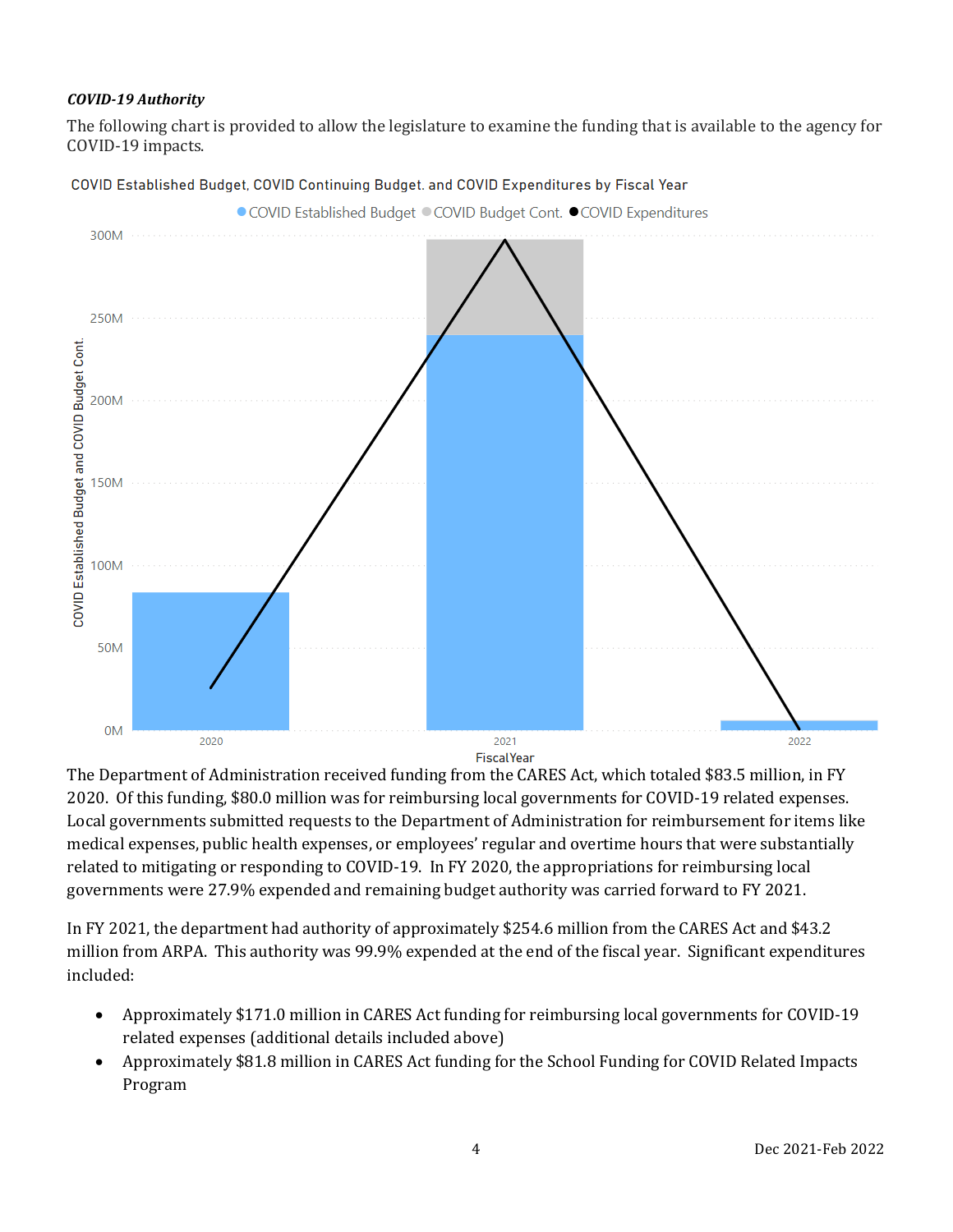*COVID-19 Authority*

The following chart is provided to allow the legislature to examine the funding that is available to the agency for COVID-19 impacts.

COVID Established Budget, COVID Continuing Budget, and COVID Expenditures by Fiscal Year

The Department of Administration received funding from the CARES Act, which totaled $83.5 million, in FY 2020. Of this funding, $80.0 million was for reimbursing local governments for COVID-19 related expenses. Local governments submitted requests to the Department of Administration for reimbursement for items like medical expenses, public health expenses, or employees' regular and overtime hours that were substantially related to mitigating or responding to COVID-19. In FY 2020, the appropriations for reimbursing local governments were 27.9% expended and remaining budget authority was carried forward to FY 2021.

In FY 2021, the department had authority of approximately $254.6 million from the CARES Act and $43.2 million from ARPA. This authority was 99.9% expended at the end of the fiscal year. Significant expenditures included:

- Approximately $171.0 million in CARES Act funding for reimbursing local governments for COVID-19 related expenses (additional details included above)
- Approximately $81.8 million in CARES Act funding for the School Funding for COVID Related Impacts Program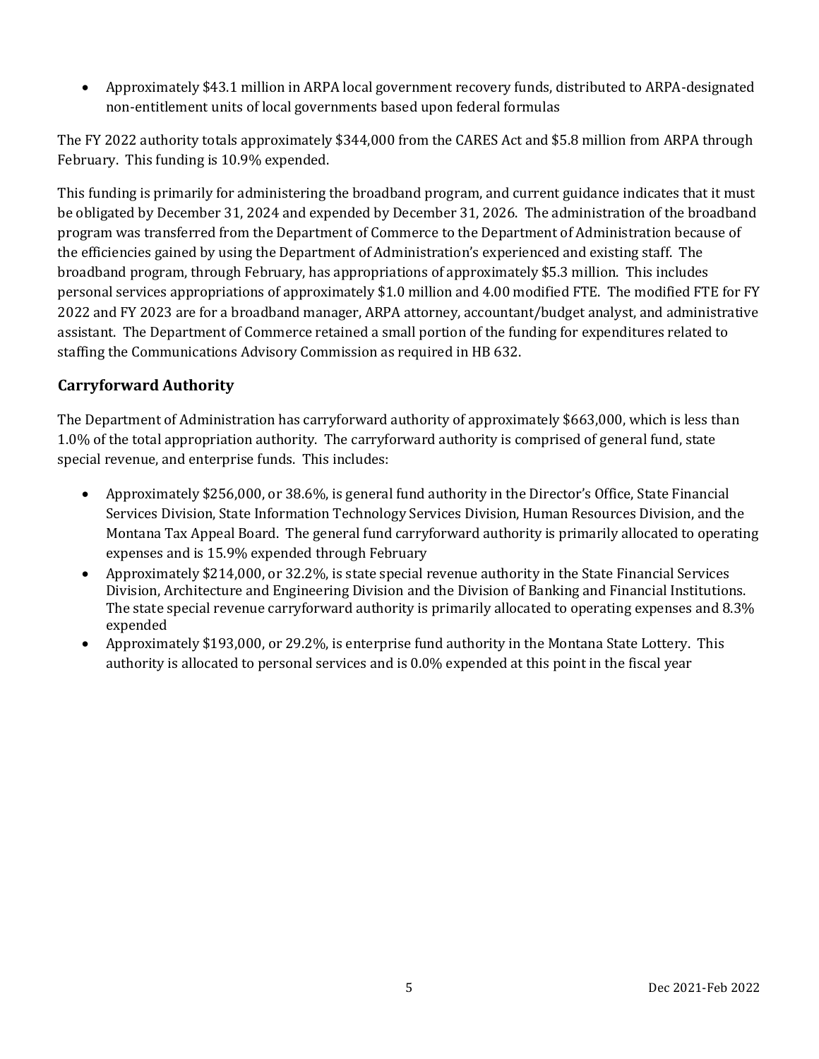- Approximately $43.1 million in ARPA local government recovery funds, distributed to ARPA-designated non-entitlement units of local governments based upon federal formulas

The FY 2022 authority totals approximately $344,000 from the CARES Act and $5.8 million from ARPA through February. This funding is 10.9% expended.

This funding is primarily for administering the broadband program, and current guidance indicates that it must be obligated by December 31, 2024 and expended by December 31, 2026. The administration of the broadband program was transferred from the Department of Commerce to the Department of Administration because of the efficiencies gained by using the Department of Administration's experienced and existing staff. The broadband program, through February, has appropriations of approximately $5.3 million. This includes personal services appropriations of approximately $1.0 million and 4.00 modified FTE. The modified FTE for FY 2022 and FY 2023 are for a broadband manager, ARPA attorney, accountant/budget analyst, and administrative assistant. The Department of Commerce retained a small portion of the funding for expenditures related to staffing the Communications Advisory Commission as required in HB 632.

## Carryforward Authority

The Department of Administration has carryforward authority of approximately $663,000, which is less than 1.0% of the total appropriation authority. The carryforward authority is comprised of general fund, state special revenue, and enterprise funds. This includes:

- Approximately $256,000, or 38.6%, is general fund authority in the Director's Office, State Financial Services Division, State Information Technology Services Division, Human Resources Division, and the Montana Tax Appeal Board. The general fund carryforward authority is primarily allocated to operating expenses and is 15.9% expended through February
- Approximately $214,000, or 32.2%, is state special revenue authority in the State Financial Services Division, Architecture and Engineering Division and the Division of Banking and Financial Institutions. The state special revenue carryforward authority is primarily allocated to operating expenses and 8.3% expended
- Approximately $193,000, or 29.2%, is enterprise fund authority in the Montana State Lottery. This authority is allocated to personal services and is 0.0% expended at this point in the fiscal year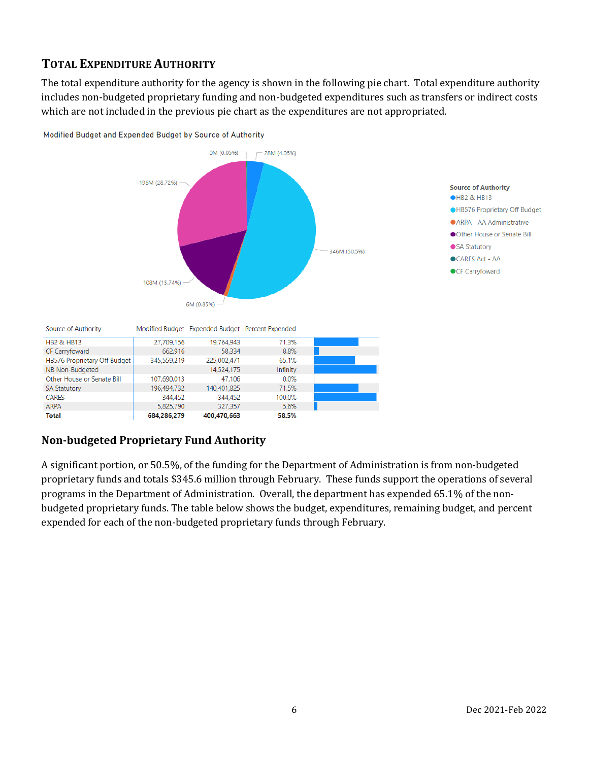## Total Expenditure Authority

The total expenditure authority for the agency is shown in the following pie chart. Total expenditure authority includes non-budgeted proprietary funding and non-budgeted expenditures such as transfers or indirect costs which are not included in the previous pie chart as the expenditures are not appropriated.

Modified Budget and Expended Budget by Source of Authority

| Source of Authority | Modified Budget | Expended Budget | Percent Expended |
|---|---|---|---|
| HB2 & HB13 | 27,709,156 | 19,764,943 | 71.3% |
| CF Carryfoward | 662,916 | 58,334 | 8.8% |
| HB576 Proprietary Off Budget | 345,559,219 | 225,002,471 | 65.1% |
| NB Non-Budgeted | | 14,524,175 | Infinity |
| Other House or Senate Bill | 107,690,013 | 47,106 | 0.0% |
| SA Statutory | 196,494,732 | 140,401,825 | 71.5% |
| CARES | 344,452 | 344,452 | 100.0% |
| ARPA | 5,825,790 | 327,357 | 5.6% |
| **Total** | **684,286,279** | **400,470,663** | **58.5%** |

### Non-budgeted Proprietary Fund Authority

A significant portion, or 50.5%, of the funding for the Department of Administration is from non-budgeted proprietary funds and totals $345.6 million through February. These funds support the operations of several programs in the Department of Administration. Overall, the department has expended 65.1% of the non-budgeted proprietary funds. The table below shows the budget, expenditures, remaining budget, and percent expended for each of the non-budgeted proprietary funds through February.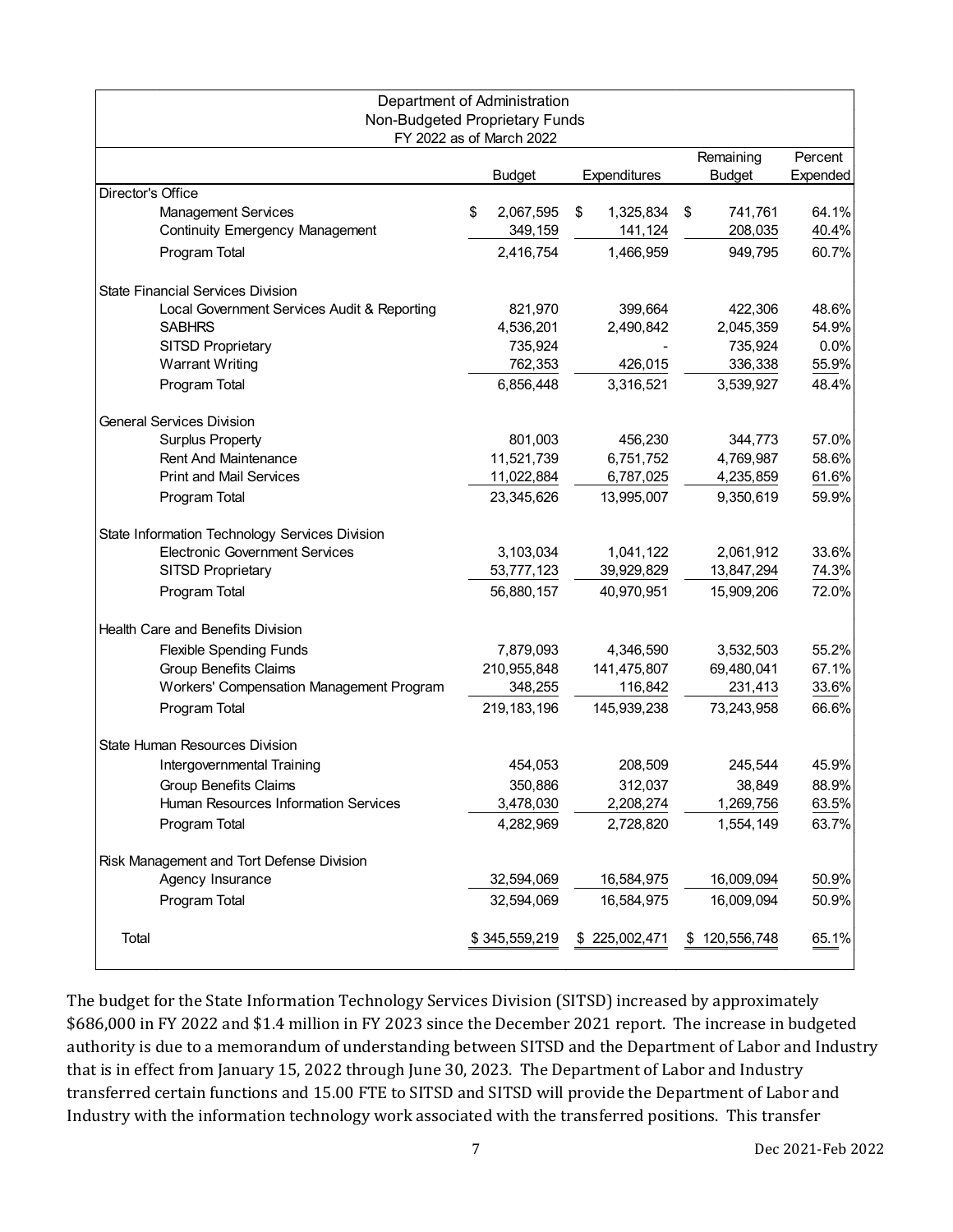| Department of Administration<br>Non-Budgeted Proprietary Funds<br>FY 2022 as of March 2022 | | | | |
|---|---|---|---|---|
| | Budget | Expenditures | Remaining Budget | Percent Expended |
| Director's Office | | | | |
| Management Services | $ 2,067,595 | $ 1,325,834 | $ 741,761 | 64.1% |
| Continuity Emergency Management | 349,159 | 141,124 | 208,035 | 40.4% |
| Program Total | 2,416,754 | 1,466,959 | 949,795 | 60.7% |
| State Financial Services Division | | | | |
| Local Government Services Audit & Reporting | 821,970 | 399,664 | 422,306 | 48.6% |
| SABHRS | 4,536,201 | 2,490,842 | 2,045,359 | 54.9% |
| SITSD Proprietary | 735,924 | - | 735,924 | 0.0% |
| Warrant Writing | 762,353 | 426,015 | 336,338 | 55.9% |
| Program Total | 6,856,448 | 3,316,521 | 3,539,927 | 48.4% |
| General Services Division | | | | |
| Surplus Property | 801,003 | 456,230 | 344,773 | 57.0% |
| Rent And Maintenance | 11,521,739 | 6,751,752 | 4,769,987 | 58.6% |
| Print and Mail Services | 11,022,884 | 6,787,025 | 4,235,859 | 61.6% |
| Program Total | 23,345,626 | 13,995,007 | 9,350,619 | 59.9% |
| State Information Technology Services Division | | | | |
| Electronic Government Services | 3,103,034 | 1,041,122 | 2,061,912 | 33.6% |
| SITSD Proprietary | 53,777,123 | 39,929,829 | 13,847,294 | 74.3% |
| Program Total | 56,880,157 | 40,970,951 | 15,909,206 | 72.0% |
| Health Care and Benefits Division | | | | |
| Flexible Spending Funds | 7,879,093 | 4,346,590 | 3,532,503 | 55.2% |
| Group Benefits Claims | 210,955,848 | 141,475,807 | 69,480,041 | 67.1% |
| Workers' Compensation Management Program | 348,255 | 116,842 | 231,413 | 33.6% |
| Program Total | 219,183,196 | 145,939,238 | 73,243,958 | 66.6% |
| State Human Resources Division | | | | |
| Intergovernmental Training | 454,053 | 208,509 | 245,544 | 45.9% |
| Group Benefits Claims | 350,886 | 312,037 | 38,849 | 88.9% |
| Human Resources Information Services | 3,478,030 | 2,208,274 | 1,269,756 | 63.5% |
| Program Total | 4,282,969 | 2,728,820 | 1,554,149 | 63.7% |
| Risk Management and Tort Defense Division | | | | |
| Agency Insurance | 32,594,069 | 16,584,975 | 16,009,094 | 50.9% |
| Program Total | 32,594,069 | 16,584,975 | 16,009,094 | 50.9% |
| Total | $ 345,559,219 | $ 225,002,471 | $ 120,556,748 | 65.1% |

The budget for the State Information Technology Services Division (SITSD) increased by approximately $686,000 in FY 2022 and $1.4 million in FY 2023 since the December 2021 report. The increase in budgeted authority is due to a memorandum of understanding between SITSD and the Department of Labor and Industry that is in effect from January 15, 2022 through June 30, 2023. The Department of Labor and Industry transferred certain functions and 15.00 FTE to SITSD and SITSD will provide the Department of Labor and Industry with the information technology work associated with the transferred positions. This transfer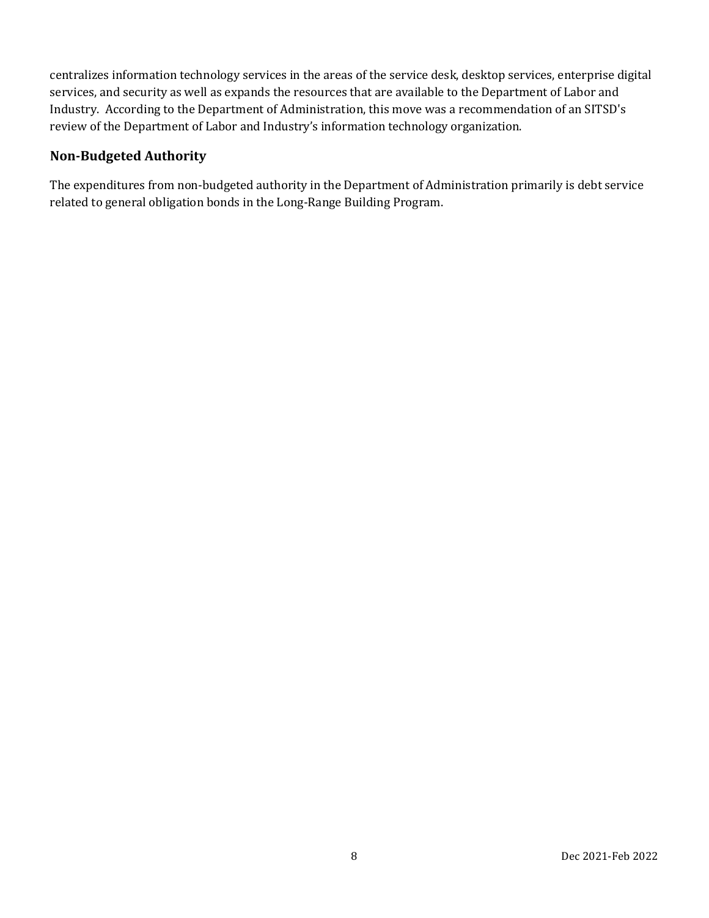centralizes information technology services in the areas of the service desk, desktop services, enterprise digital services, and security as well as expands the resources that are available to the Department of Labor and Industry. According to the Department of Administration, this move was a recommendation of an SITSD's review of the Department of Labor and Industry's information technology organization.

### Non-Budgeted Authority

The expenditures from non-budgeted authority in the Department of Administration primarily is debt service related to general obligation bonds in the Long-Range Building Program.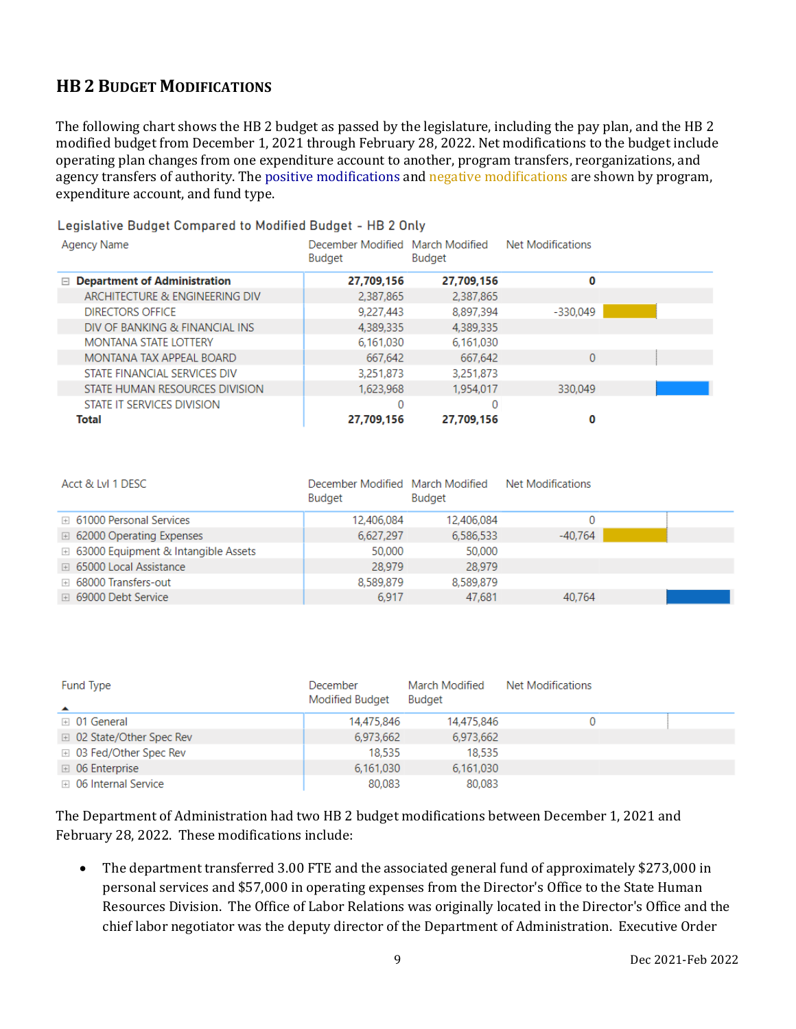## HB 2 Budget Modifications

The following chart shows the HB 2 budget as passed by the legislature, including the pay plan, and the HB 2 modified budget from December 1, 2021 through February 28, 2022. Net modifications to the budget include operating plan changes from one expenditure account to another, program transfers, reorganizations, and agency transfers of authority. The positive modifications and negative modifications are shown by program, expenditure account, and fund type.

Legislative Budget Compared to Modified Budget - HB 2 Only

| Agency Name | December Modified Budget | March Modified Budget | Net Modifications |
|---|---|---|---|
| **Department of Administration** | **27,709,156** | **27,709,156** | **0** |
| ARCHITECTURE & ENGINEERING DIV | 2,387,865 | 2,387,865 | |
| DIRECTORS OFFICE | 9,227,443 | 8,897,394 | -330,049 |
| DIV OF BANKING & FINANCIAL INS | 4,389,335 | 4,389,335 | |
| MONTANA STATE LOTTERY | 6,161,030 | 6,161,030 | |
| MONTANA TAX APPEAL BOARD | 667,642 | 667,642 | 0 |
| STATE FINANCIAL SERVICES DIV | 3,251,873 | 3,251,873 | |
| STATE HUMAN RESOURCES DIVISION | 1,623,968 | 1,954,017 | 330,049 |
| STATE IT SERVICES DIVISION | 0 | 0 | |
| **Total** | **27,709,156** | **27,709,156** | **0** |

| Acct & Lvl 1 DESC | December Modified Budget | March Modified Budget | Net Modifications |
|---|---|---|---|
| 61000 Personal Services | 12,406,084 | 12,406,084 | 0 |
| 62000 Operating Expenses | 6,627,297 | 6,586,533 | -40,764 |
| 63000 Equipment & Intangible Assets | 50,000 | 50,000 | |
| 65000 Local Assistance | 28,979 | 28,979 | |
| 68000 Transfers-out | 8,589,879 | 8,589,879 | |
| 69000 Debt Service | 6,917 | 47,681 | 40,764 |

| Fund Type | December Modified Budget | March Modified Budget | Net Modifications |
|---|---|---|---|
| 01 General | 14,475,846 | 14,475,846 | 0 |
| 02 State/Other Spec Rev | 6,973,662 | 6,973,662 | |
| 03 Fed/Other Spec Rev | 18,535 | 18,535 | |
| 06 Enterprise | 6,161,030 | 6,161,030 | |
| 06 Internal Service | 80,083 | 80,083 | |

The Department of Administration had two HB 2 budget modifications between December 1, 2021 and February 28, 2022. These modifications include:

- The department transferred 3.00 FTE and the associated general fund of approximately $273,000 in personal services and $57,000 in operating expenses from the Director's Office to the State Human Resources Division. The Office of Labor Relations was originally located in the Director's Office and the chief labor negotiator was the deputy director of the Department of Administration. Executive Order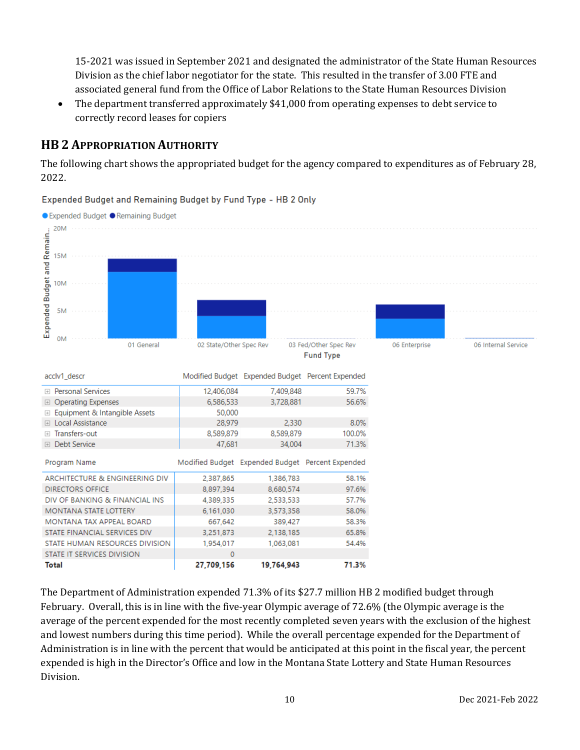15-2021 was issued in September 2021 and designated the administrator of the State Human Resources Division as the chief labor negotiator for the state. This resulted in the transfer of 3.00 FTE and associated general fund from the Office of Labor Relations to the State Human Resources Division

- The department transferred approximately $41,000 from operating expenses to debt service to correctly record leases for copiers

## HB 2 Appropriation Authority

The following chart shows the appropriated budget for the agency compared to expenditures as of February 28, 2022.

Expended Budget and Remaining Budget by Fund Type - HB 2 Only

| acclv1_descr | Modified Budget | Expended Budget | Percent Expended |
|---|---|---|---|
| Personal Services | 12,406,084 | 7,409,848 | 59.7% |
| Operating Expenses | 6,586,533 | 3,728,881 | 56.6% |
| Equipment & Intangible Assets | 50,000 | | |
| Local Assistance | 28,979 | 2,330 | 8.0% |
| Transfers-out | 8,589,879 | 8,589,879 | 100.0% |
| Debt Service | 47,681 | 34,004 | 71.3% |

| Program Name | Modified Budget | Expended Budget | Percent Expended |
|---|---|---|---|
| ARCHITECTURE & ENGINEERING DIV | 2,387,865 | 1,386,783 | 58.1% |
| DIRECTORS OFFICE | 8,897,394 | 8,680,574 | 97.6% |
| DIV OF BANKING & FINANCIAL INS | 4,389,335 | 2,533,533 | 57.7% |
| MONTANA STATE LOTTERY | 6,161,030 | 3,573,358 | 58.0% |
| MONTANA TAX APPEAL BOARD | 667,642 | 389,427 | 58.3% |
| STATE FINANCIAL SERVICES DIV | 3,251,873 | 2,138,185 | 65.8% |
| STATE HUMAN RESOURCES DIVISION | 1,954,017 | 1,063,081 | 54.4% |
| STATE IT SERVICES DIVISION | 0 | | |
| **Total** | **27,709,156** | **19,764,943** | **71.3%** |

The Department of Administration expended 71.3% of its $27.7 million HB 2 modified budget through February. Overall, this is in line with the five-year Olympic average of 72.6% (the Olympic average is the average of the percent expended for the most recently completed seven years with the exclusion of the highest and lowest numbers during this time period). While the overall percentage expended for the Department of Administration is in line with the percent that would be anticipated at this point in the fiscal year, the percent expended is high in the Director's Office and low in the Montana State Lottery and State Human Resources Division.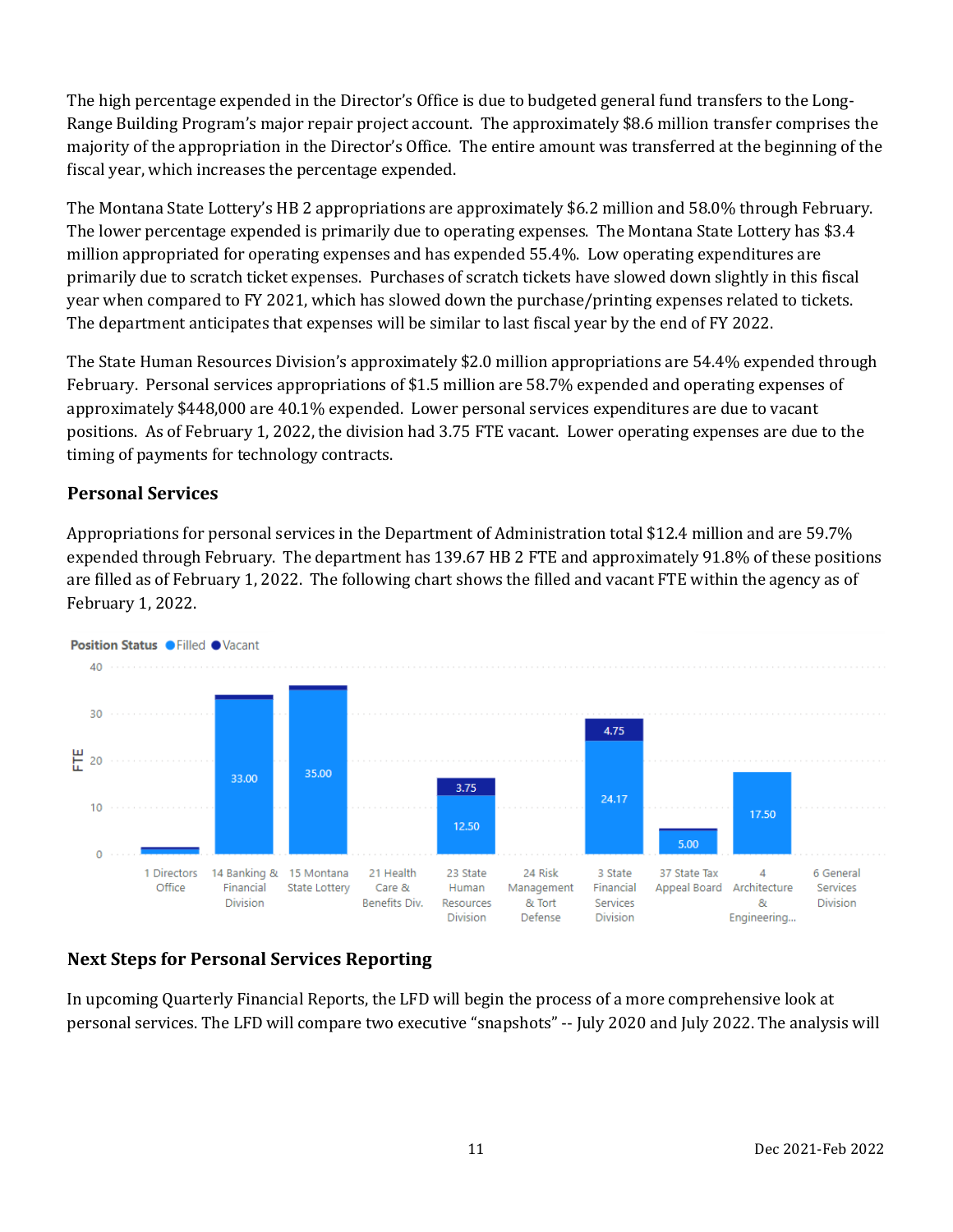The high percentage expended in the Director's Office is due to budgeted general fund transfers to the Long-Range Building Program's major repair project account. The approximately $8.6 million transfer comprises the majority of the appropriation in the Director's Office. The entire amount was transferred at the beginning of the fiscal year, which increases the percentage expended.

The Montana State Lottery's HB 2 appropriations are approximately $6.2 million and 58.0% through February. The lower percentage expended is primarily due to operating expenses. The Montana State Lottery has $3.4 million appropriated for operating expenses and has expended 55.4%. Low operating expenditures are primarily due to scratch ticket expenses. Purchases of scratch tickets have slowed down slightly in this fiscal year when compared to FY 2021, which has slowed down the purchase/printing expenses related to tickets. The department anticipates that expenses will be similar to last fiscal year by the end of FY 2022.

The State Human Resources Division's approximately $2.0 million appropriations are 54.4% expended through February. Personal services appropriations of $1.5 million are 58.7% expended and operating expenses of approximately $448,000 are 40.1% expended. Lower personal services expenditures are due to vacant positions. As of February 1, 2022, the division had 3.75 FTE vacant. Lower operating expenses are due to the timing of payments for technology contracts.

### Personal Services

Appropriations for personal services in the Department of Administration total $12.4 million and are 59.7% expended through February. The department has 139.67 HB 2 FTE and approximately 91.8% of these positions are filled as of February 1, 2022. The following chart shows the filled and vacant FTE within the agency as of February 1, 2022.

Position Status ● Filled ● Vacant

| Division | Filled (FTE) | Vacant (FTE) |
|---|---|---|
| 1 Directors Office | | |
| 14 Banking & Financial Division | 33.00 | |
| 15 Montana State Lottery | 35.00 | |
| 21 Health Care & Benefits Div. | | |
| 23 State Human Resources Division | 12.50 | 3.75 |
| 24 Risk Management & Tort Defense | | |
| 3 State Financial Services Division | 24.17 | 4.75 |
| 37 State Tax Appeal Board | 5.00 | |
| 4 Architecture & Engineering... | 17.50 | |
| 6 General Services Division | | |

### Next Steps for Personal Services Reporting

In upcoming Quarterly Financial Reports, the LFD will begin the process of a more comprehensive look at personal services. The LFD will compare two executive "snapshots" -- July 2020 and July 2022. The analysis will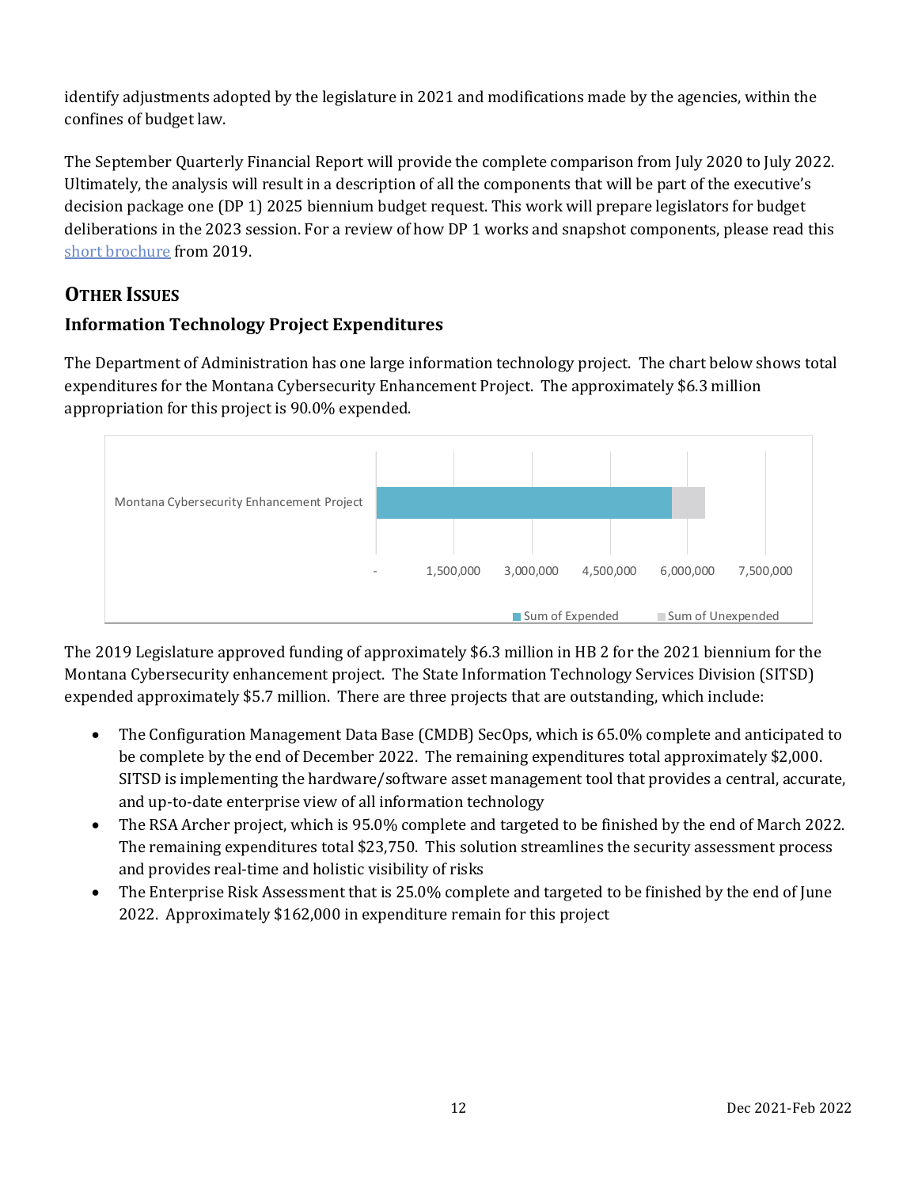identify adjustments adopted by the legislature in 2021 and modifications made by the agencies, within the confines of budget law.

The September Quarterly Financial Report will provide the complete comparison from July 2020 to July 2022. Ultimately, the analysis will result in a description of all the components that will be part of the executive's decision package one (DP 1) 2025 biennium budget request. This work will prepare legislators for budget deliberations in the 2023 session. For a review of how DP 1 works and snapshot components, please read this short brochure from 2019.

## OTHER ISSUES

### Information Technology Project Expenditures

The Department of Administration has one large information technology project. The chart below shows total expenditures for the Montana Cybersecurity Enhancement Project. The approximately $6.3 million appropriation for this project is 90.0% expended.

Montana Cybersecurity Enhancement Project

- 
1,500,000
3,000,000
4,500,000
6,000,000
7,500,000

Sum of Expended
Sum of Unexpended

The 2019 Legislature approved funding of approximately $6.3 million in HB 2 for the 2021 biennium for the Montana Cybersecurity enhancement project. The State Information Technology Services Division (SITSD) expended approximately $5.7 million. There are three projects that are outstanding, which include:

- The Configuration Management Data Base (CMDB) SecOps, which is 65.0% complete and anticipated to be complete by the end of December 2022. The remaining expenditures total approximately $2,000. SITSD is implementing the hardware/software asset management tool that provides a central, accurate, and up-to-date enterprise view of all information technology
- The RSA Archer project, which is 95.0% complete and targeted to be finished by the end of March 2022. The remaining expenditures total $23,750. This solution streamlines the security assessment process and provides real-time and holistic visibility of risks
- The Enterprise Risk Assessment that is 25.0% complete and targeted to be finished by the end of June 2022. Approximately $162,000 in expenditure remain for this project